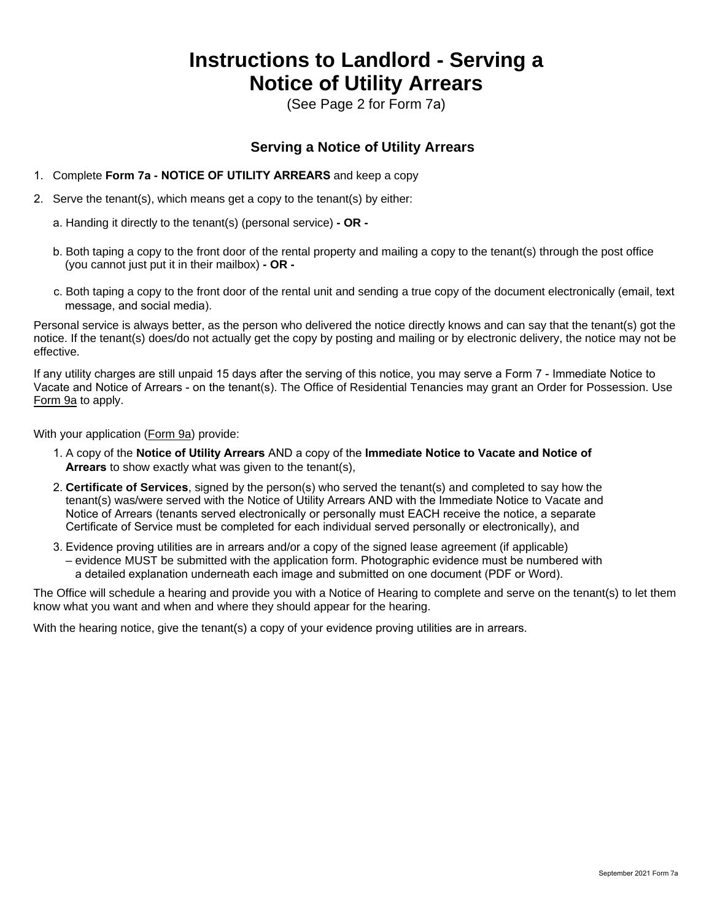# Instructions to Landlord - Serving a Notice of Utility Arrears

(See Page 2 for Form 7a)

## Serving a Notice of Utility Arrears

1. Complete **Form 7a - NOTICE OF UTILITY ARREARS** and keep a copy
2. Serve the tenant(s), which means get a copy to the tenant(s) by either:

   a. Handing it directly to the tenant(s) (personal service) **- OR -**

   b. Both taping a copy to the front door of the rental property and mailing a copy to the tenant(s) through the post office (you cannot just put it in their mailbox) **- OR -**

   c. Both taping a copy to the front door of the rental unit and sending a true copy of the document electronically (email, text message, and social media).

Personal service is always better, as the person who delivered the notice directly knows and can say that the tenant(s) got the notice. If the tenant(s) does/do not actually get the copy by posting and mailing or by electronic delivery, the notice may not be effective.

If any utility charges are still unpaid 15 days after the serving of this notice, you may serve a Form 7 - Immediate Notice to Vacate and Notice of Arrears - on the tenant(s). The Office of Residential Tenancies may grant an Order for Possession. Use Form 9a to apply.

With your application (Form 9a) provide:

1. A copy of the **Notice of Utility Arrears** AND a copy of the **Immediate Notice to Vacate and Notice of Arrears** to show exactly what was given to the tenant(s),
2. **Certificate of Services**, signed by the person(s) who served the tenant(s) and completed to say how the tenant(s) was/were served with the Notice of Utility Arrears AND with the Immediate Notice to Vacate and Notice of Arrears (tenants served electronically or personally must EACH receive the notice, a separate Certificate of Service must be completed for each individual served personally or electronically), and
3. Evidence proving utilities are in arrears and/or a copy of the signed lease agreement (if applicable) – evidence MUST be submitted with the application form. Photographic evidence must be numbered with a detailed explanation underneath each image and submitted on one document (PDF or Word).

The Office will schedule a hearing and provide you with a Notice of Hearing to complete and serve on the tenant(s) to let them know what you want and when and where they should appear for the hearing.

With the hearing notice, give the tenant(s) a copy of your evidence proving utilities are in arrears.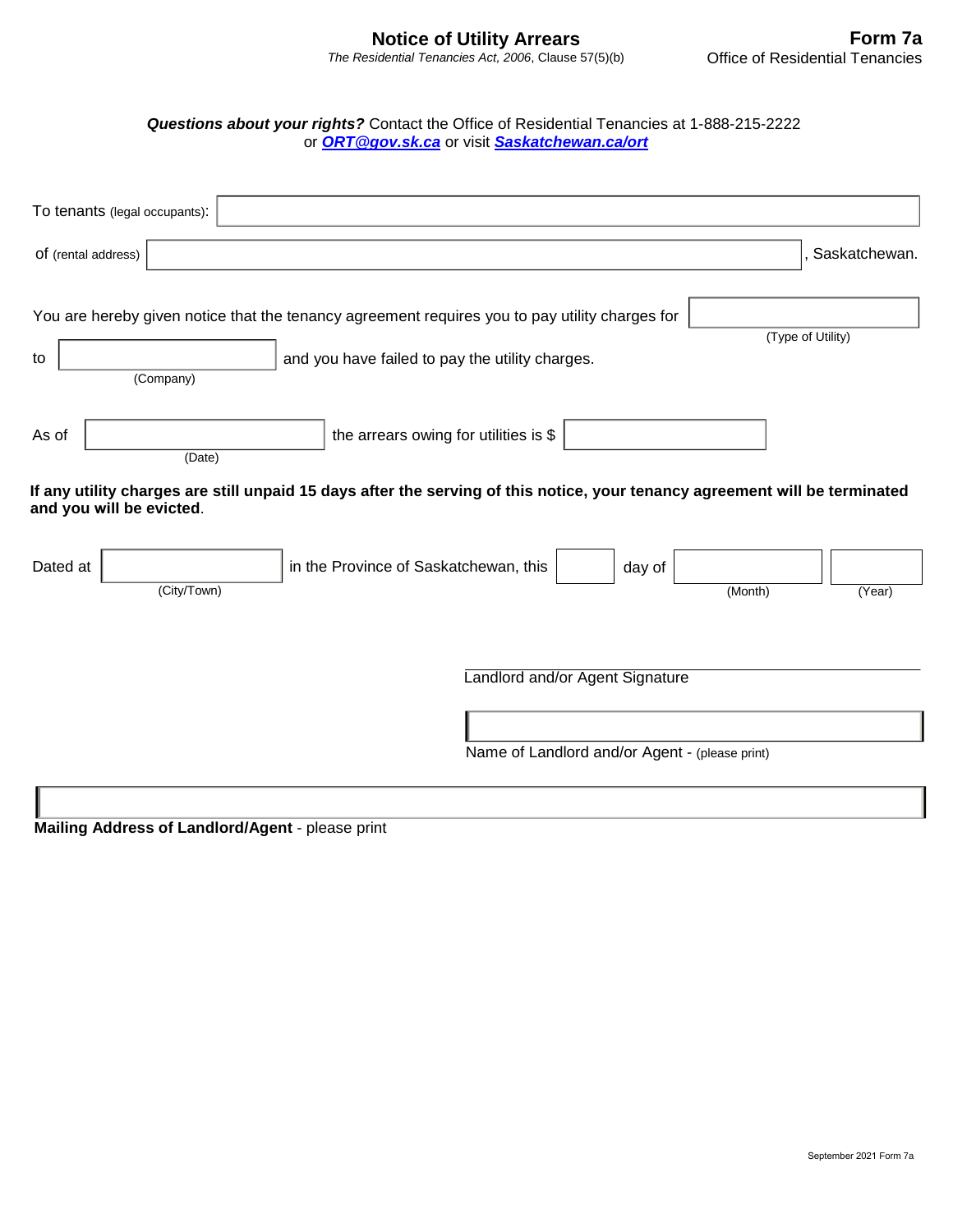# Notice of Utility Arrears

*The Residential Tenancies Act, 2006*, Clause 57(5)(b)

**Form 7a**
Office of Residential Tenancies

***Questions about your rights?*** Contact the Office of Residential Tenancies at 1-888-215-2222 or ***ORT@gov.sk.ca*** or visit ***Saskatchewan.ca/ort***

To tenants (legal occupants): ____________________

of (rental address) ____________________, Saskatchewan.

You are hereby given notice that the tenancy agreement requires you to pay utility charges for ____________________ (Type of Utility)

to ____________________ (Company) and you have failed to pay the utility charges.

As of ____________________ (Date) the arrears owing for utilities is $ ____________________

**If any utility charges are still unpaid 15 days after the serving of this notice, your tenancy agreement will be terminated and you will be evicted**.

Dated at ____________________ (City/Town) in the Province of Saskatchewan, this ______ day of ____________________ (Month) ________ (Year)

____________________
Landlord and/or Agent Signature

____________________
Name of Landlord and/or Agent - (please print)

____________________
**Mailing Address of Landlord/Agent** - please print

September 2021 Form 7a